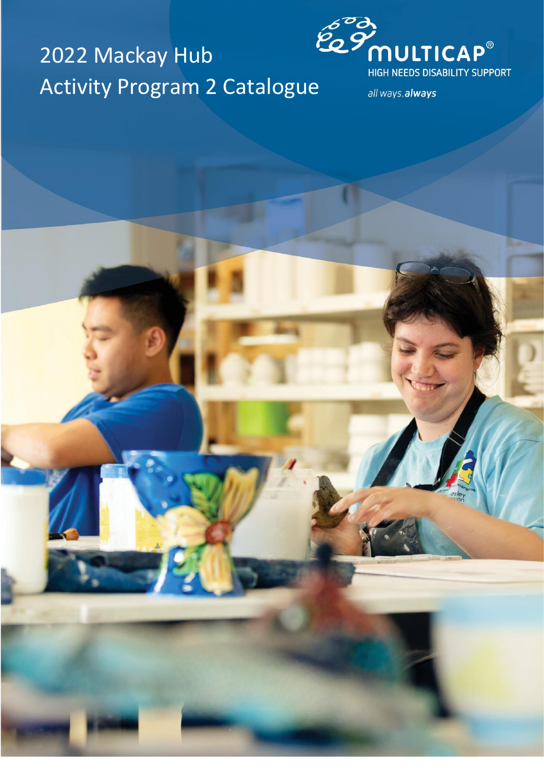# 2022 Mackay Hub Activity Program 2 Catalogue

MULTICAP®

HIGH NEEDS DISABILITY SUPPORT

*all ways.**always***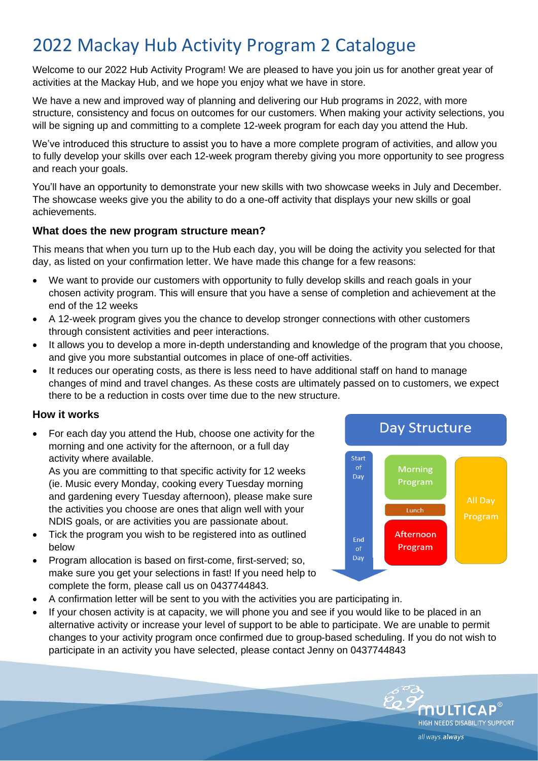# 2022 Mackay Hub Activity Program 2 Catalogue

Welcome to our 2022 Hub Activity Program! We are pleased to have you join us for another great year of activities at the Mackay Hub, and we hope you enjoy what we have in store.

We have a new and improved way of planning and delivering our Hub programs in 2022, with more structure, consistency and focus on outcomes for our customers. When making your activity selections, you will be signing up and committing to a complete 12-week program for each day you attend the Hub.

We've introduced this structure to assist you to have a more complete program of activities, and allow you to fully develop your skills over each 12-week program thereby giving you more opportunity to see progress and reach your goals.

You'll have an opportunity to demonstrate your new skills with two showcase weeks in July and December. The showcase weeks give you the ability to do a one-off activity that displays your new skills or goal achievements.

### What does the new program structure mean?

This means that when you turn up to the Hub each day, you will be doing the activity you selected for that day, as listed on your confirmation letter. We have made this change for a few reasons:

- We want to provide our customers with opportunity to fully develop skills and reach goals in your chosen activity program. This will ensure that you have a sense of completion and achievement at the end of the 12 weeks
- A 12-week program gives you the chance to develop stronger connections with other customers through consistent activities and peer interactions.
- It allows you to develop a more in-depth understanding and knowledge of the program that you choose, and give you more substantial outcomes in place of one-off activities.
- It reduces our operating costs, as there is less need to have additional staff on hand to manage changes of mind and travel changes. As these costs are ultimately passed on to customers, we expect there to be a reduction in costs over time due to the new structure.

### How it works

- For each day you attend the Hub, choose one activity for the morning and one activity for the afternoon, or a full day activity where available.
  As you are committing to that specific activity for 12 weeks (ie. Music every Monday, cooking every Tuesday morning and gardening every Tuesday afternoon), please make sure the activities you choose are ones that align well with your NDIS goals, or are activities you are passionate about.
- Tick the program you wish to be registered into as outlined below
- Program allocation is based on first-come, first-served; so, make sure you get your selections in fast! If you need help to complete the form, please call us on 0437744843.
- A confirmation letter will be sent to you with the activities you are participating in.
- If your chosen activity is at capacity, we will phone you and see if you would like to be placed in an alternative activity or increase your level of support to be able to participate. We are unable to permit changes to your activity program once confirmed due to group-based scheduling. If you do not wish to participate in an activity you have selected, please contact Jenny on 0437744843

**Day Structure**

- Start of Day
  - Morning Program
  - Lunch
  - Afternoon Program
- End of Day
- All Day Program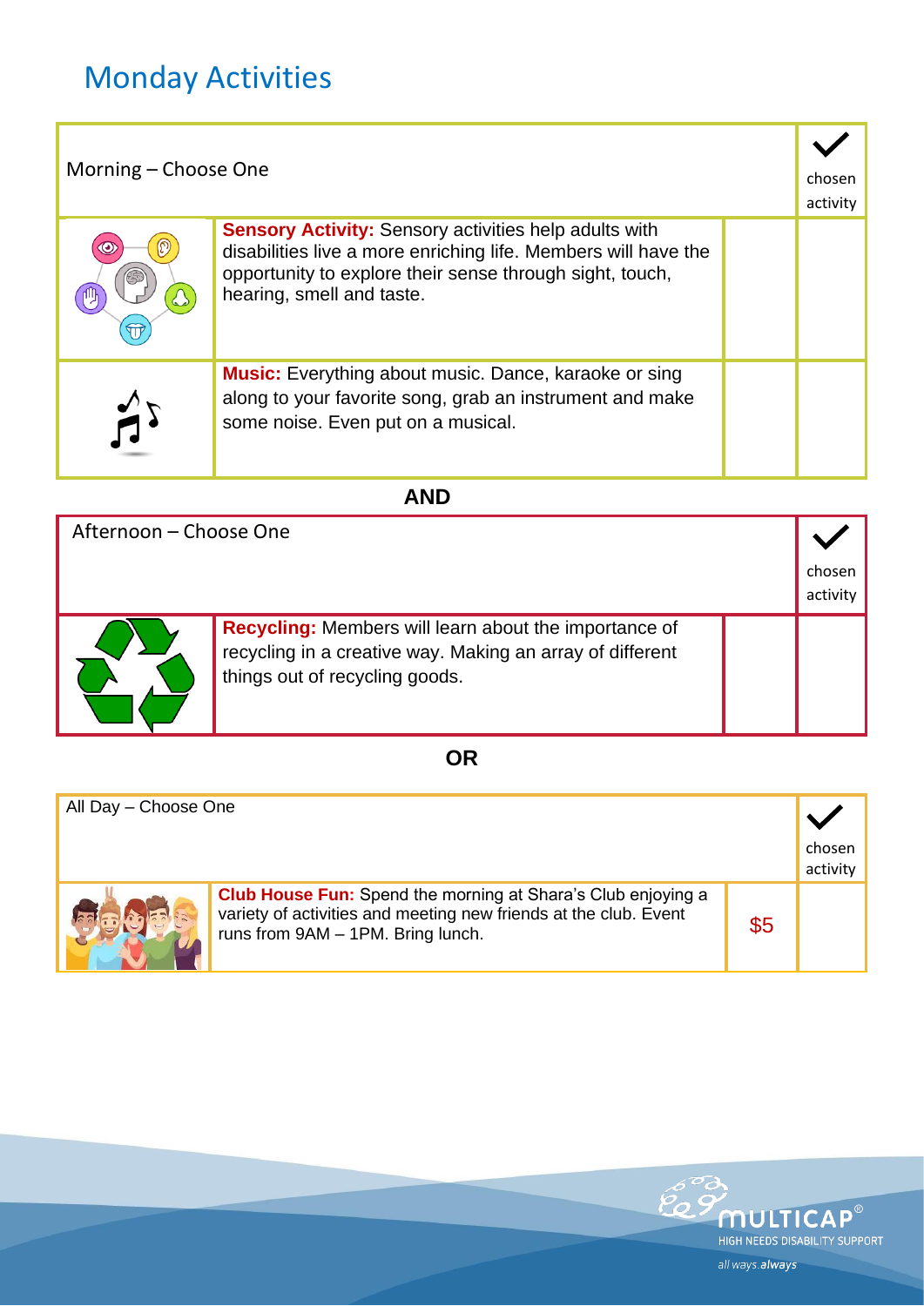# Monday Activities

| Morning – Choose One | | | ✓ chosen activity |
|---|---|---|---|
| | **Sensory Activity:** Sensory activities help adults with disabilities live a more enriching life. Members will have the opportunity to explore their sense through sight, touch, hearing, smell and taste. | | |
| | **Music:** Everything about music. Dance, karaoke or sing along to your favorite song, grab an instrument and make some noise. Even put on a musical. | | |

**AND**

| Afternoon – Choose One | | | ✓ chosen activity |
|---|---|---|---|
| | **Recycling:** Members will learn about the importance of recycling in a creative way. Making an array of different things out of recycling goods. | | |

**OR**

| All Day – Choose One | | | ✓ chosen activity |
|---|---|---|---|
| | **Club House Fun:** Spend the morning at Shara's Club enjoying a variety of activities and meeting new friends at the club. Event runs from 9AM – 1PM. Bring lunch. | $5 | |

MULTICAP® HIGH NEEDS DISABILITY SUPPORT

*all ways.* ***always***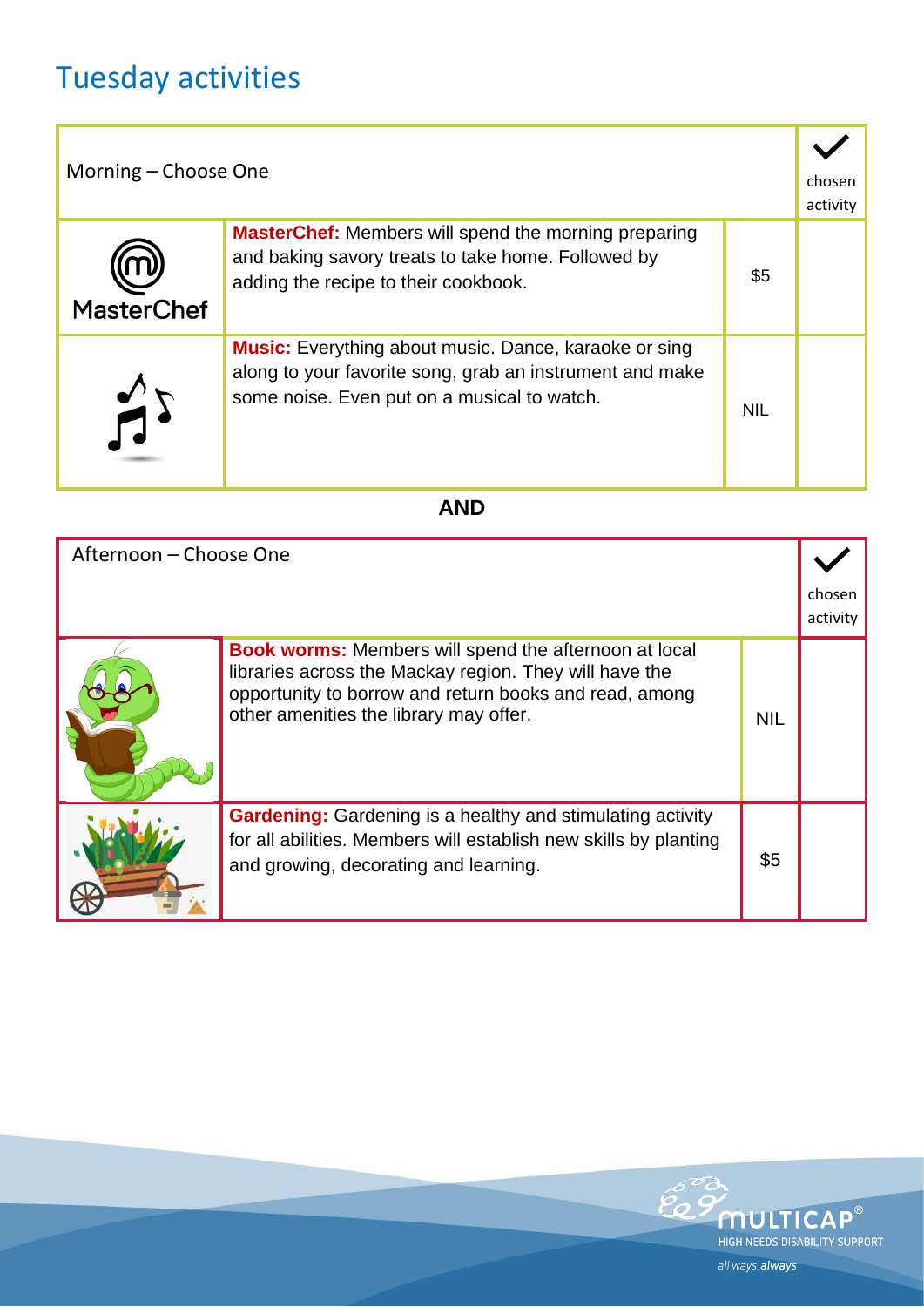# Tuesday activities

| Morning – Choose One | | | ✓ chosen activity |
|---|---|---|---|
| MasterChef | **MasterChef:** Members will spend the morning preparing and baking savory treats to take home. Followed by adding the recipe to their cookbook. | $5 | |
| | **Music:** Everything about music. Dance, karaoke or sing along to your favorite song, grab an instrument and make some noise. Even put on a musical to watch. | NIL | |

**AND**

| Afternoon – Choose One | | | ✓ chosen activity |
|---|---|---|---|
| | **Book worms:** Members will spend the afternoon at local libraries across the Mackay region. They will have the opportunity to borrow and return books and read, among other amenities the library may offer. | NIL | |
| | **Gardening:** Gardening is a healthy and stimulating activity for all abilities. Members will establish new skills by planting and growing, decorating and learning. | $5 | |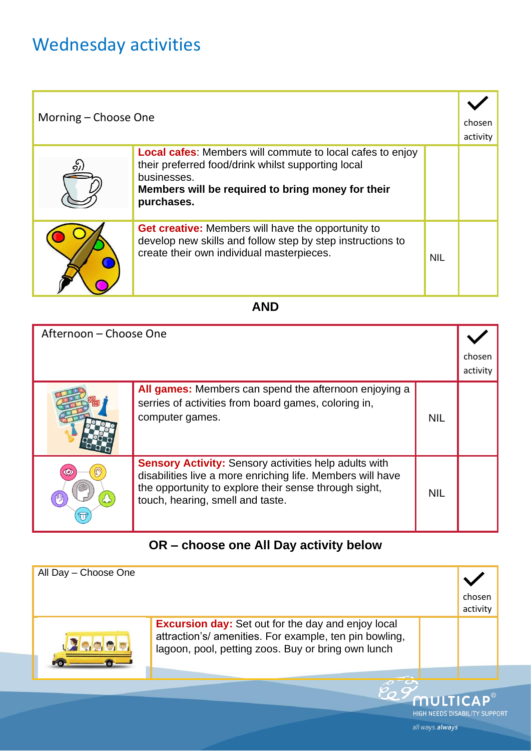# Wednesday activities

| Morning – Choose One | | | ✓ chosen activity |
|---|---|---|---|
| | **Local cafes**: Members will commute to local cafes to enjoy their preferred food/drink whilst supporting local businesses. **Members will be required to bring money for their purchases.** | | |
| | **Get creative:** Members will have the opportunity to develop new skills and follow step by step instructions to create their own individual masterpieces. | NIL | |

**AND**

| Afternoon – Choose One | | | ✓ chosen activity |
|---|---|---|---|
| | **All games:** Members can spend the afternoon enjoying a serries of activities from board games, coloring in, computer games. | NIL | |
| | **Sensory Activity:** Sensory activities help adults with disabilities live a more enriching life. Members will have the opportunity to explore their sense through sight, touch, hearing, smell and taste. | NIL | |

**OR – choose one All Day activity below**

| All Day – Choose One | | | ✓ chosen activity |
|---|---|---|---|
| | **Excursion day:** Set out for the day and enjoy local attraction's/ amenities. For example, ten pin bowling, lagoon, pool, petting zoos. Buy or bring own lunch | | |

MULTICAP® HIGH NEEDS DISABILITY SUPPORT

all ways.*always*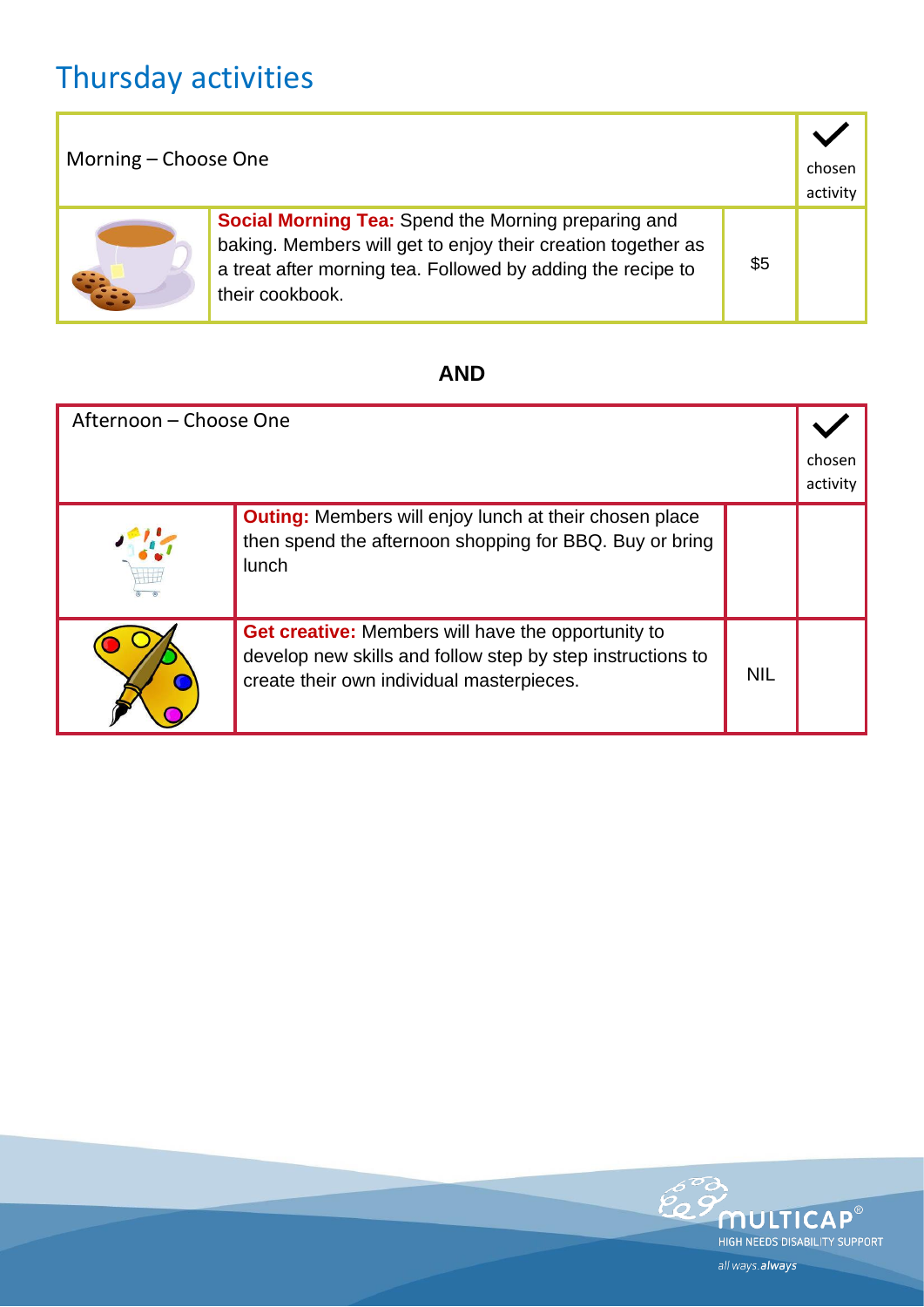# Thursday activities

| Morning – Choose One | | | ✓ chosen activity |
|---|---|---|---|
| | **Social Morning Tea:** Spend the Morning preparing and baking. Members will get to enjoy their creation together as a treat after morning tea. Followed by adding the recipe to their cookbook. | $5 | |

**AND**

| Afternoon – Choose One | | | ✓ chosen activity |
|---|---|---|---|
| | **Outing:** Members will enjoy lunch at their chosen place then spend the afternoon shopping for BBQ. Buy or bring lunch | | |
| | **Get creative:** Members will have the opportunity to develop new skills and follow step by step instructions to create their own individual masterpieces. | NIL | |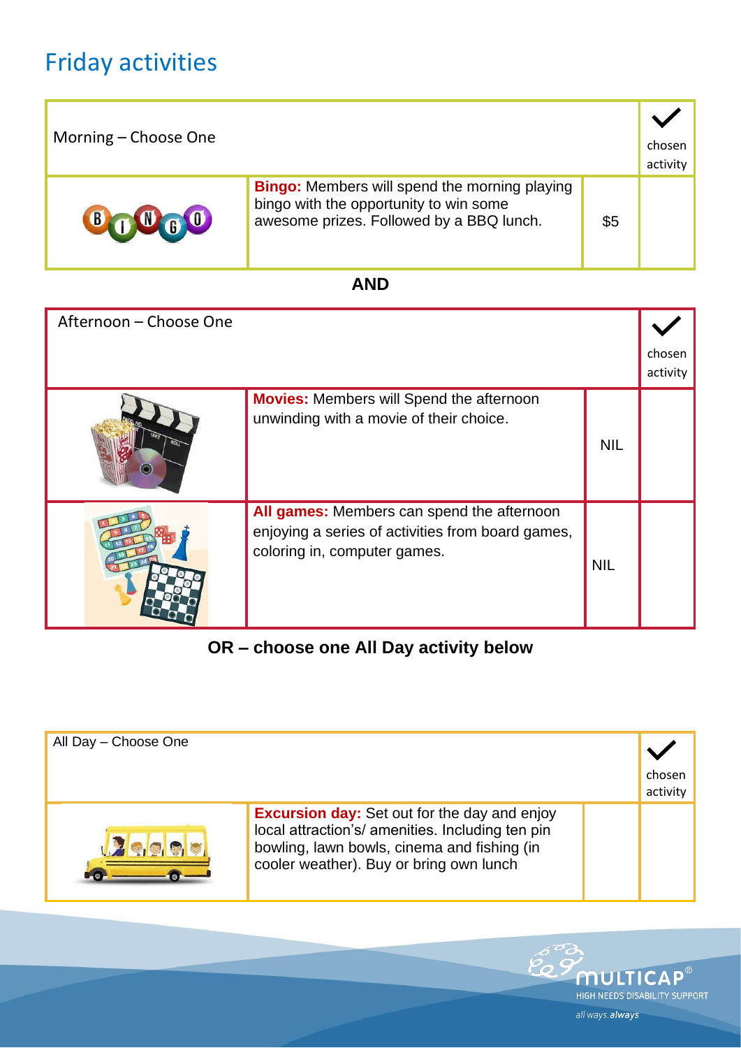# Friday activities

| Morning – Choose One | | | ✓ chosen activity |
|---|---|---|---|
| | **Bingo:** Members will spend the morning playing bingo with the opportunity to win some awesome prizes. Followed by a BBQ lunch. | $5 | |

**AND**

| Afternoon – Choose One | | | ✓ chosen activity |
|---|---|---|---|
| | **Movies:** Members will Spend the afternoon unwinding with a movie of their choice. | NIL | |
| | **All games:** Members can spend the afternoon enjoying a series of activities from board games, coloring in, computer games. | NIL | |

**OR – choose one All Day activity below**

| All Day – Choose One | | | ✓ chosen activity |
|---|---|---|---|
| | **Excursion day:** Set out for the day and enjoy local attraction's/ amenities. Including ten pin bowling, lawn bowls, cinema and fishing (in cooler weather). Buy or bring own lunch | | |

MULTICAP® HIGH NEEDS DISABILITY SUPPORT

all ways.*always*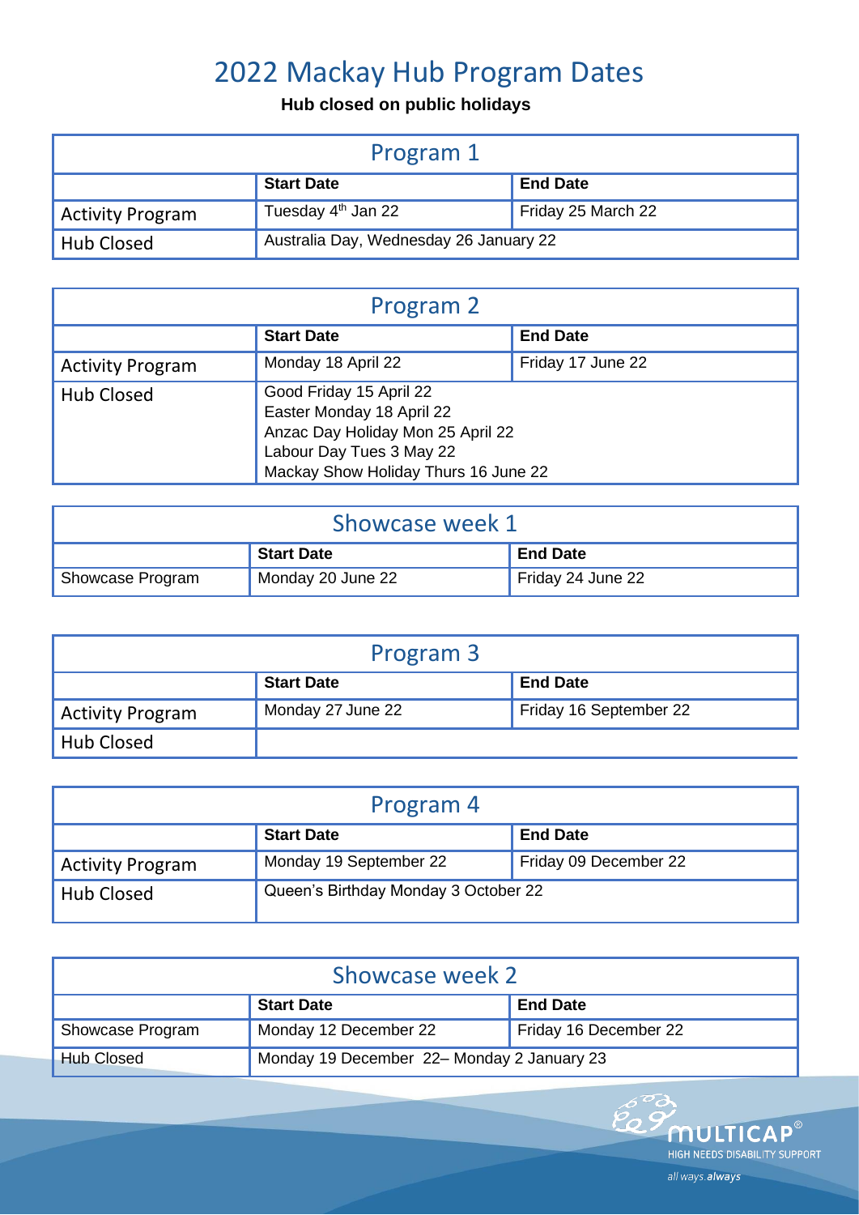# 2022 Mackay Hub Program Dates

**Hub closed on public holidays**

| Program 1 | | |
|---|---|---|
| | **Start Date** | **End Date** |
| Activity Program | Tuesday 4th Jan 22 | Friday 25 March 22 |
| Hub Closed | Australia Day, Wednesday 26 January 22 | |

| Program 2 | | |
|---|---|---|
| | **Start Date** | **End Date** |
| Activity Program | Monday 18 April 22 | Friday 17 June 22 |
| Hub Closed | Good Friday 15 April 22<br>Easter Monday 18 April 22<br>Anzac Day Holiday Mon 25 April 22<br>Labour Day Tues 3 May 22<br>Mackay Show Holiday Thurs 16 June 22 | |

| Showcase week 1 | | |
|---|---|---|
| | **Start Date** | **End Date** |
| Showcase Program | Monday 20 June 22 | Friday 24 June 22 |

| Program 3 | | |
|---|---|---|
| | **Start Date** | **End Date** |
| Activity Program | Monday 27 June 22 | Friday 16 September 22 |
| Hub Closed | | |

| Program 4 | | |
|---|---|---|
| | **Start Date** | **End Date** |
| Activity Program | Monday 19 September 22 | Friday 09 December 22 |
| Hub Closed | Queen's Birthday Monday 3 October 22 | |

| Showcase week 2 | | |
|---|---|---|
| | **Start Date** | **End Date** |
| Showcase Program | Monday 12 December 22 | Friday 16 December 22 |
| Hub Closed | Monday 19 December 22– Monday 2 January 23 | |

MULTICAP®
HIGH NEEDS DISABILITY SUPPORT
all ways. *always*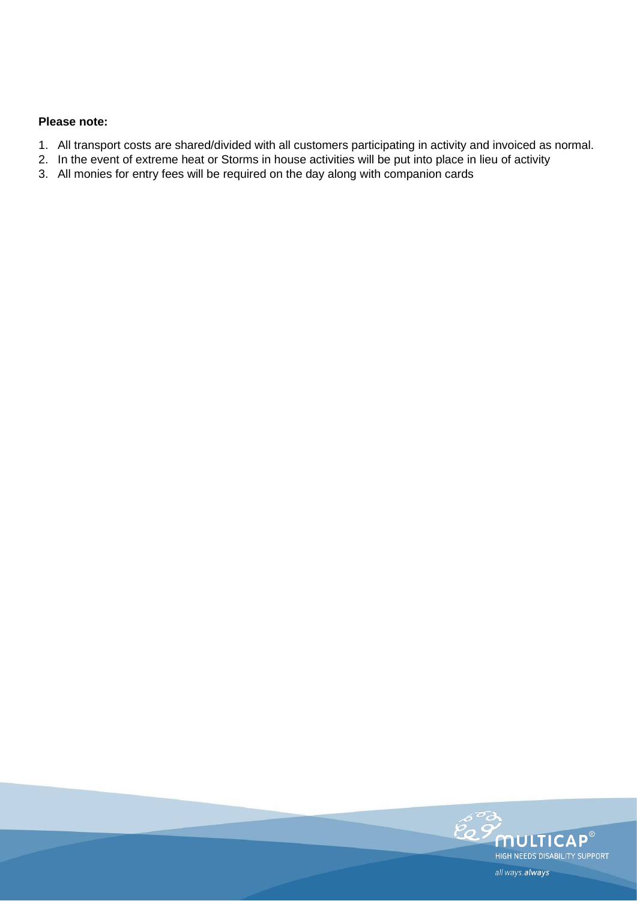**Please note:**

1. All transport costs are shared/divided with all customers participating in activity and invoiced as normal.
2. In the event of extreme heat or Storms in house activities will be put into place in lieu of activity
3. All monies for entry fees will be required on the day along with companion cards